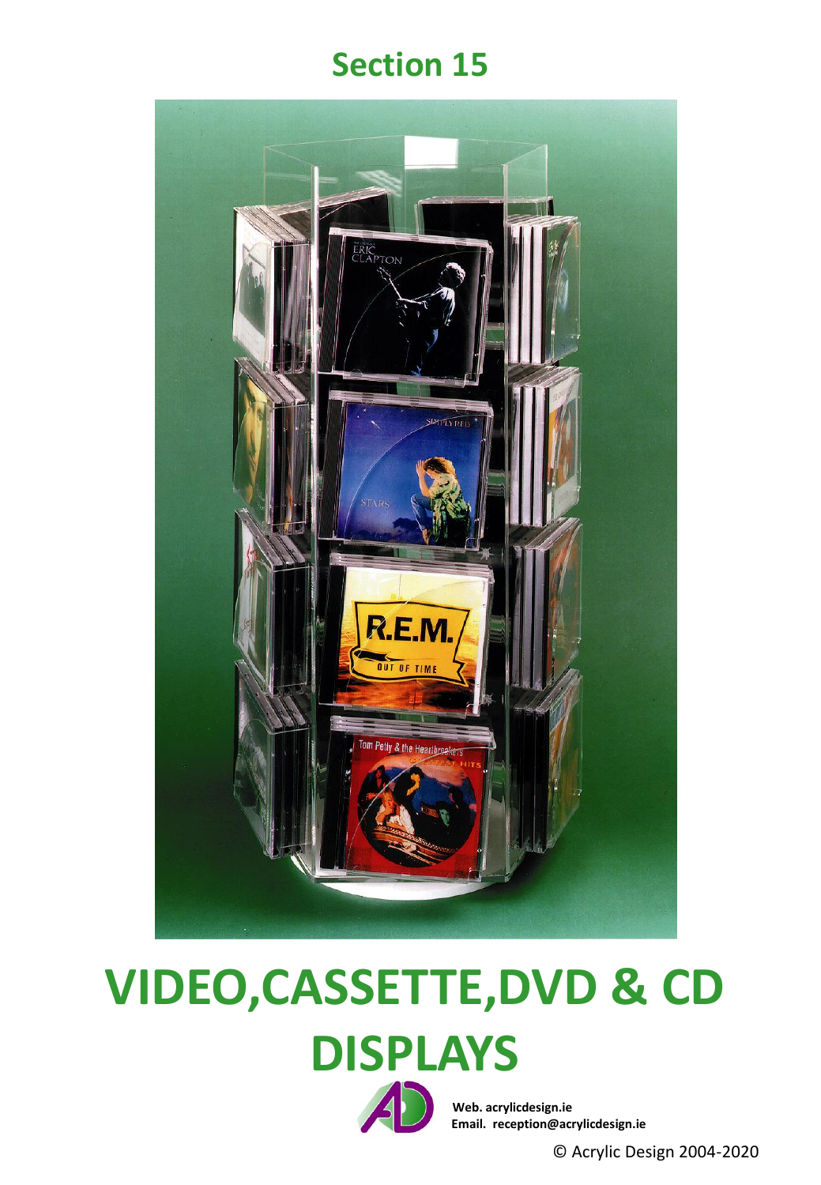# Section 15

# VIDEO,CASSETTE,DVD & CD DISPLAYS

**Web. acrylicdesign.ie**
**Email. reception@acrylicdesign.ie**

© Acrylic Design 2004-2020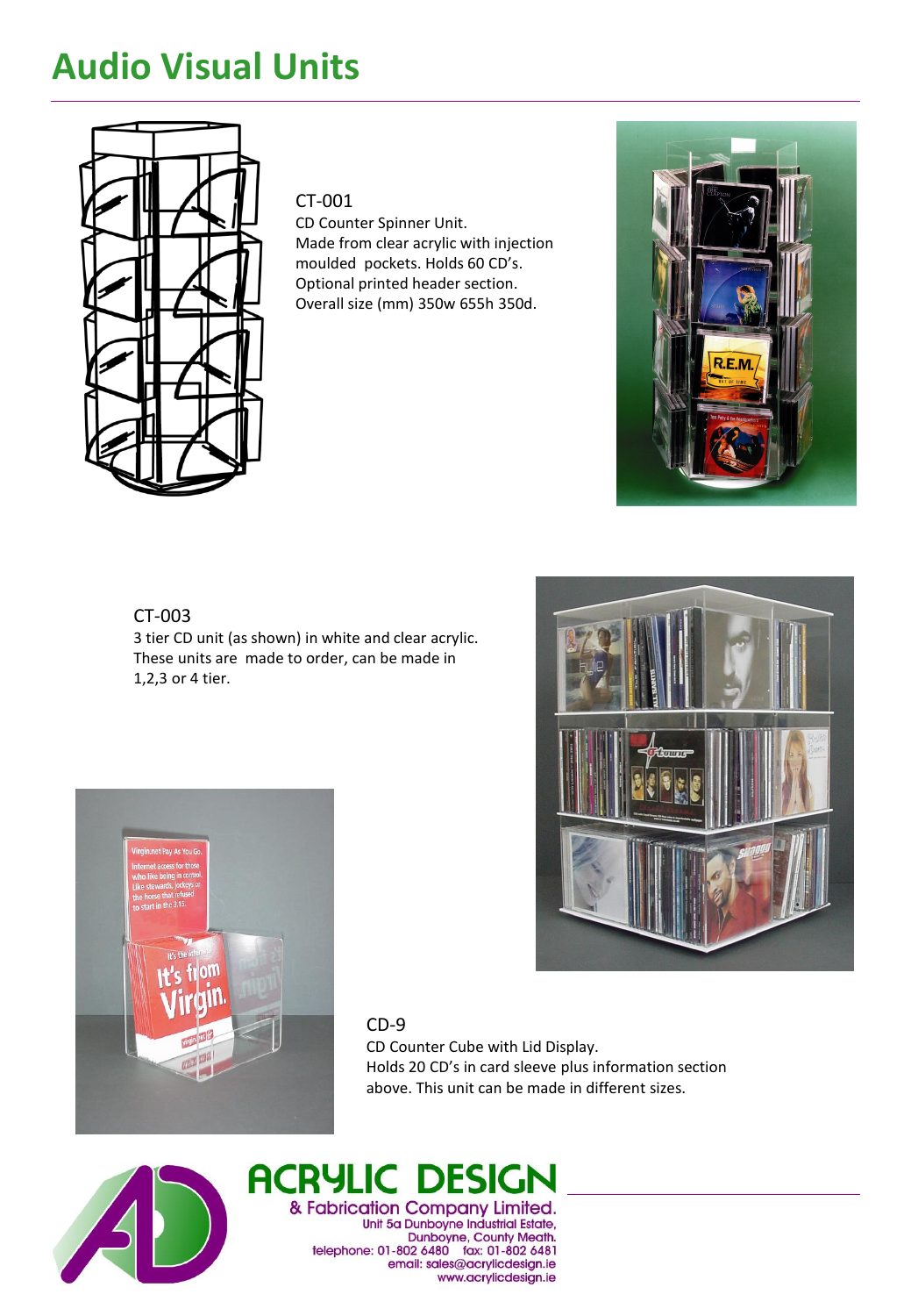# Audio Visual Units

CT-001
CD Counter Spinner Unit.
Made from clear acrylic with injection moulded pockets. Holds 60 CD's.
Optional printed header section.
Overall size (mm) 350w 655h 350d.

CT-003
3 tier CD unit (as shown) in white and clear acrylic.
These units are made to order, can be made in 1,2,3 or 4 tier.

CD-9
CD Counter Cube with Lid Display.
Holds 20 CD's in card sleeve plus information section above. This unit can be made in different sizes.

**ACRYLIC DESIGN**
& Fabrication Company Limited.
Unit 5a Dunboyne Industrial Estate,
Dunboyne, County Meath.
telephone: 01-802 6480 fax: 01-802 6481
email: sales@acrylicdesign.ie
www.acrylicdesign.ie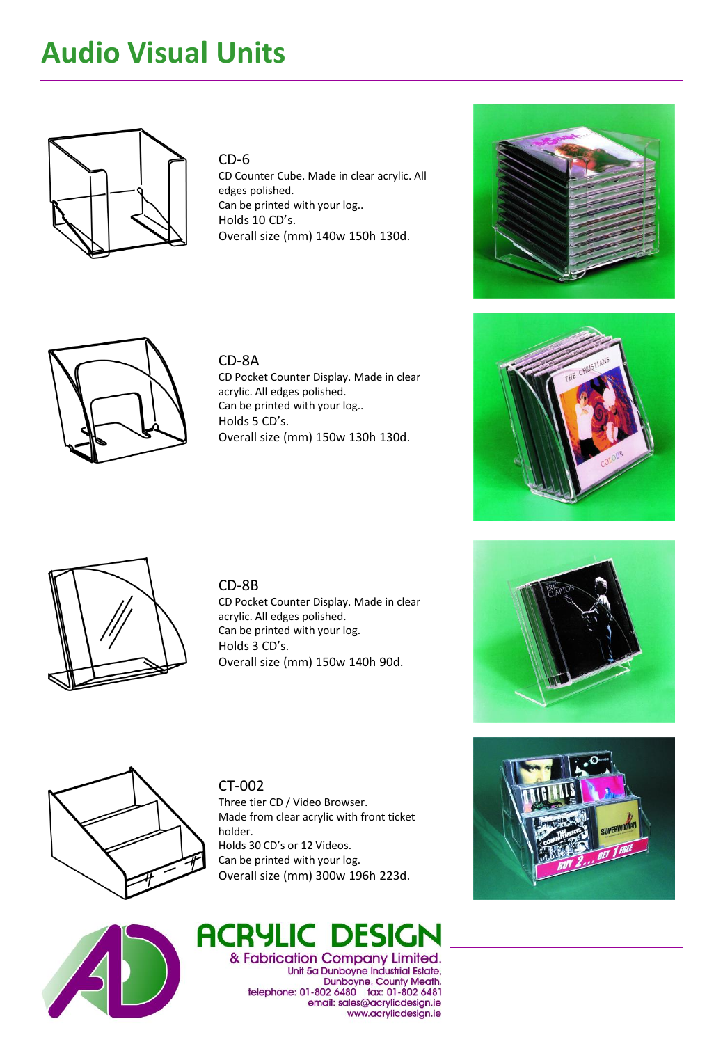# Audio Visual Units

CD-6

CD Counter Cube. Made in clear acrylic. All edges polished.

Can be printed with your log..

Holds 10 CD's.

Overall size (mm) 140w 150h 130d.

CD-8A

CD Pocket Counter Display. Made in clear acrylic. All edges polished.

Can be printed with your log..

Holds 5 CD's.

Overall size (mm) 150w 130h 130d.

CD-8B

CD Pocket Counter Display. Made in clear acrylic. All edges polished.

Can be printed with your log.

Holds 3 CD's.

Overall size (mm) 150w 140h 90d.

CT-002

Three tier CD / Video Browser.

Made from clear acrylic with front ticket holder.

Holds 30 CD's or 12 Videos.

Can be printed with your log.

Overall size (mm) 300w 196h 223d.

ACRYLIC DESIGN

& Fabrication Company Limited.

Unit 5a Dunboyne Industrial Estate,

Dunboyne, County Meath.

telephone: 01-802 6480 fax: 01-802 6481

email: sales@acrylicdesign.ie

www.acrylicdesign.ie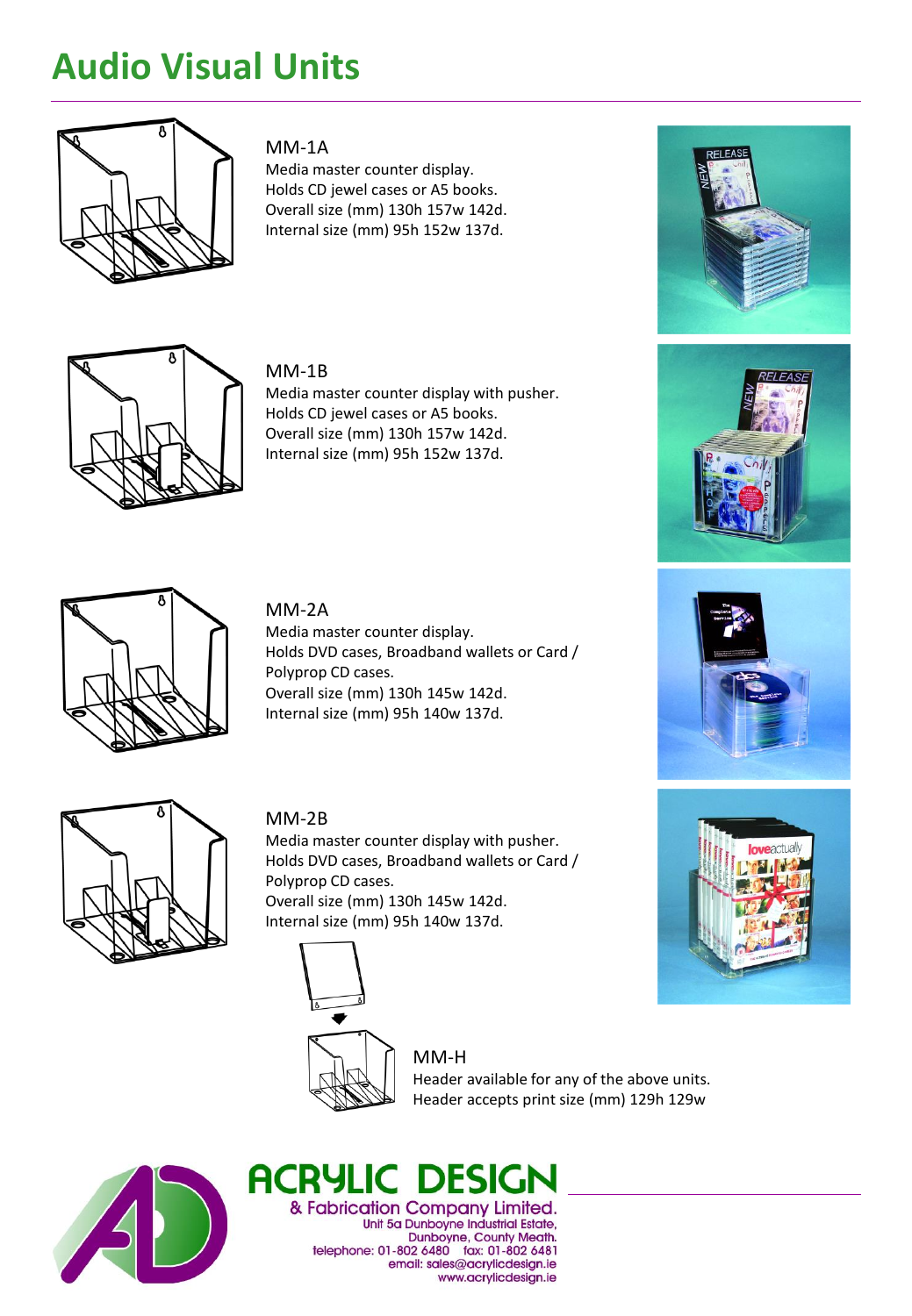# Audio Visual Units

## MM-1A

Media master counter display.
Holds CD jewel cases or A5 books.
Overall size (mm) 130h 157w 142d.
Internal size (mm) 95h 152w 137d.

## MM-1B

Media master counter display with pusher.
Holds CD jewel cases or A5 books.
Overall size (mm) 130h 157w 142d.
Internal size (mm) 95h 152w 137d.

## MM-2A

Media master counter display.
Holds DVD cases, Broadband wallets or Card / Polyprop CD cases.
Overall size (mm) 130h 145w 142d.
Internal size (mm) 95h 140w 137d.

## MM-2B

Media master counter display with pusher.
Holds DVD cases, Broadband wallets or Card / Polyprop CD cases.
Overall size (mm) 130h 145w 142d.
Internal size (mm) 95h 140w 137d.

## MM-H

Header available for any of the above units.
Header accepts print size (mm) 129h 129w

**ACRYLIC DESIGN**
& Fabrication Company Limited.
Unit 5a Dunboyne Industrial Estate,
Dunboyne, County Meath.
telephone: 01-802 6480 fax: 01-802 6481
email: sales@acrylicdesign.ie
www.acrylicdesign.ie